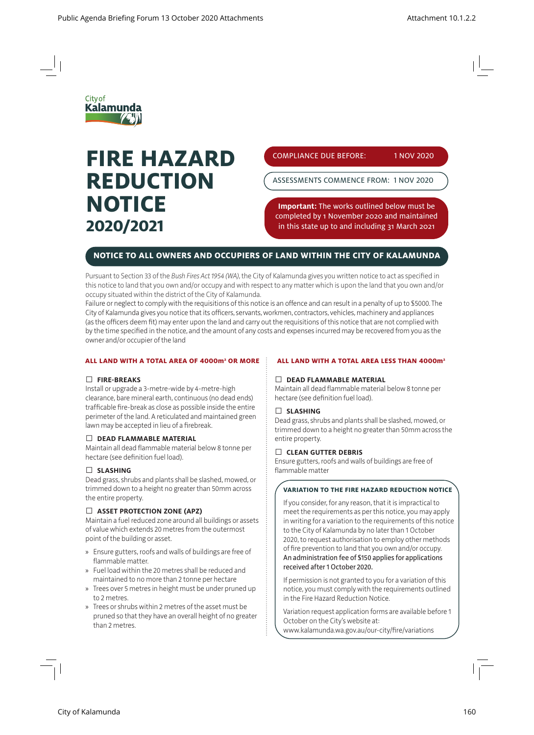City of Kalamunda

# FIRE HAZARD REDUCTION NOTICE 2020/2021

COMPLIANCE DUE BEFORE: 1 NOV 2020

ASSESSMENTS COMMENCE FROM: 1 NOV 2020

**Important:** The works outlined below must be completed by 1 November 2020 and maintained in this state up to and including 31 March 2021

## NOTICE TO ALL OWNERS AND OCCUPIERS OF LAND WITHIN THE CITY OF KALAMUNDA

Pursuant to Section 33 of the *Bush Fires Act 1954 (WA)*, the City of Kalamunda gives you written notice to act as specified in this notice to land that you own and/or occupy and with respect to any matter which is upon the land that you own and/or occupy situated within the district of the City of Kalamunda.

Failure or neglect to comply with the requisitions of this notice is an offence and can result in a penalty of up to $5000. The City of Kalamunda gives you notice that its officers, servants, workmen, contractors, vehicles, machinery and appliances (as the officers deem fit) may enter upon the land and carry out the requisitions of this notice that are not complied with by the time specified in the notice, and the amount of any costs and expenses incurred may be recovered from you as the owner and/or occupier of the land

### ALL LAND WITH A TOTAL AREA OF 4000m² OR MORE

☐ **FIRE-BREAKS**

Install or upgrade a 3-metre-wide by 4-metre-high clearance, bare mineral earth, continuous (no dead ends) trafficable fire-break as close as possible inside the entire perimeter of the land. A reticulated and maintained green lawn may be accepted in lieu of a firebreak.

☐ **DEAD FLAMMABLE MATERIAL**

Maintain all dead flammable material below 8 tonne per hectare (see definition fuel load).

☐ **SLASHING**

Dead grass, shrubs and plants shall be slashed, mowed, or trimmed down to a height no greater than 50mm across the entire property.

☐ **ASSET PROTECTION ZONE (APZ)**

Maintain a fuel reduced zone around all buildings or assets of value which extends 20 metres from the outermost point of the building or asset.

- Ensure gutters, roofs and walls of buildings are free of flammable matter.
- Fuel load within the 20 metres shall be reduced and maintained to no more than 2 tonne per hectare
- Trees over 5 metres in height must be under pruned up to 2 metres.
- Trees or shrubs within 2 metres of the asset must be pruned so that they have an overall height of no greater than 2 metres.

### ALL LAND WITH A TOTAL AREA LESS THAN 4000m²

☐ **DEAD FLAMMABLE MATERIAL**

Maintain all dead flammable material below 8 tonne per hectare (see definition fuel load).

☐ **SLASHING**

Dead grass, shrubs and plants shall be slashed, mowed, or trimmed down to a height no greater than 50mm across the entire property.

☐ **CLEAN GUTTER DEBRIS**

Ensure gutters, roofs and walls of buildings are free of flammable matter

#### VARIATION TO THE FIRE HAZARD REDUCTION NOTICE

If you consider, for any reason, that it is impractical to meet the requirements as per this notice, you may apply in writing for a variation to the requirements of this notice to the City of Kalamunda by no later than 1 October 2020, to request authorisation to employ other methods of fire prevention to land that you own and/or occupy. An administration fee of $150 applies for applications received after 1 October 2020.

If permission is not granted to you for a variation of this notice, you must comply with the requirements outlined in the Fire Hazard Reduction Notice.

Variation request application forms are available before 1 October on the City's website at: www.kalamunda.wa.gov.au/our-city/fire/variations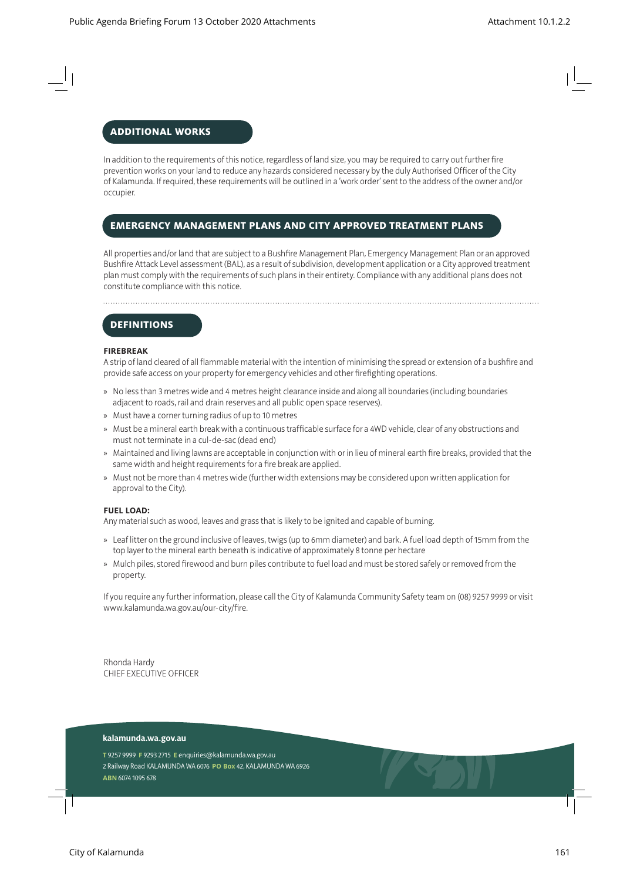## ADDITIONAL WORKS

In addition to the requirements of this notice, regardless of land size, you may be required to carry out further fire prevention works on your land to reduce any hazards considered necessary by the duly Authorised Officer of the City of Kalamunda. If required, these requirements will be outlined in a 'work order' sent to the address of the owner and/or occupier.

## EMERGENCY MANAGEMENT PLANS AND CITY APPROVED TREATMENT PLANS

All properties and/or land that are subject to a Bushfire Management Plan, Emergency Management Plan or an approved Bushfire Attack Level assessment (BAL), as a result of subdivision, development application or a City approved treatment plan must comply with the requirements of such plans in their entirety. Compliance with any additional plans does not constitute compliance with this notice.

## DEFINITIONS

### FIREBREAK

A strip of land cleared of all flammable material with the intention of minimising the spread or extension of a bushfire and provide safe access on your property for emergency vehicles and other firefighting operations.

- No less than 3 metres wide and 4 metres height clearance inside and along all boundaries (including boundaries adjacent to roads, rail and drain reserves and all public open space reserves).
- Must have a corner turning radius of up to 10 metres
- Must be a mineral earth break with a continuous trafficable surface for a 4WD vehicle, clear of any obstructions and must not terminate in a cul-de-sac (dead end)
- Maintained and living lawns are acceptable in conjunction with or in lieu of mineral earth fire breaks, provided that the same width and height requirements for a fire break are applied.
- Must not be more than 4 metres wide (further width extensions may be considered upon written application for approval to the City).

### FUEL LOAD:

Any material such as wood, leaves and grass that is likely to be ignited and capable of burning.

- Leaf litter on the ground inclusive of leaves, twigs (up to 6mm diameter) and bark. A fuel load depth of 15mm from the top layer to the mineral earth beneath is indicative of approximately 8 tonne per hectare
- Mulch piles, stored firewood and burn piles contribute to fuel load and must be stored safely or removed from the property.

If you require any further information, please call the City of Kalamunda Community Safety team on (08) 9257 9999 or visit www.kalamunda.wa.gov.au/our-city/fire.

Rhonda Hardy
CHIEF EXECUTIVE OFFICER

**kalamunda.wa.gov.au**

**T** 9257 9999 **F** 9293 2715 **E** enquiries@kalamunda.wa.gov.au
2 Railway Road KALAMUNDA WA 6076 **PO Box** 42, KALAMUNDA WA 6926
**ABN** 6074 1095 678